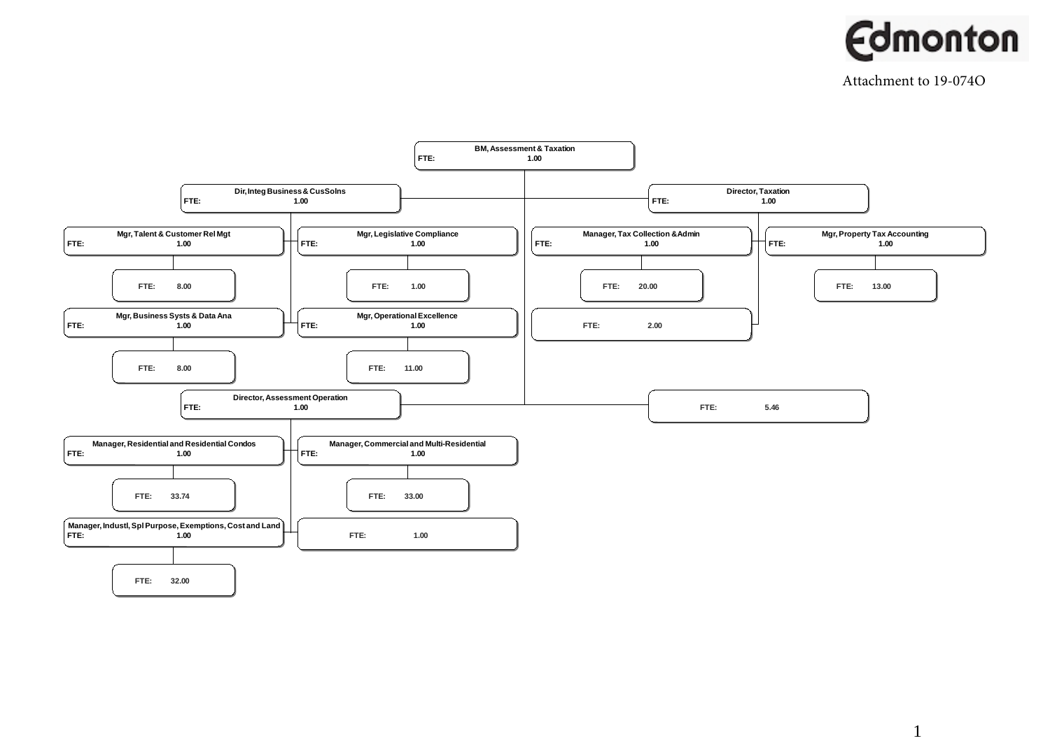Attachment to 19-074O

- **BM, Assessment & Taxation** — FTE: 1.00
  - **Dir, Integ Business & CusSolns** — FTE: 1.00
    - **Mgr, Talent & Customer Rel Mgt** — FTE: 1.00
      - FTE: 8.00
    - **Mgr, Legislative Compliance** — FTE: 1.00
      - FTE: 1.00
    - **Mgr, Business Systs & Data Ana** — FTE: 1.00
      - FTE: 8.00
    - **Mgr, Operational Excellence** — FTE: 1.00
      - FTE: 11.00
  - **Director, Taxation** — FTE: 1.00
    - **Manager, Tax Collection & Admin** — FTE: 1.00
      - FTE: 20.00
    - **Mgr, Property Tax Accounting** — FTE: 1.00
      - FTE: 13.00
    - FTE: 2.00
  - **Director, Assessment Operation** — FTE: 1.00
    - **Manager, Residential and Residential Condos** — FTE: 1.00
      - FTE: 33.74
    - **Manager, Commercial and Multi-Residential** — FTE: 1.00
      - FTE: 33.00
    - **Manager, Industl, Spl Purpose, Exemptions, Cost and Land** — FTE: 1.00
      - FTE: 32.00
    - FTE: 1.00
  - FTE: 5.46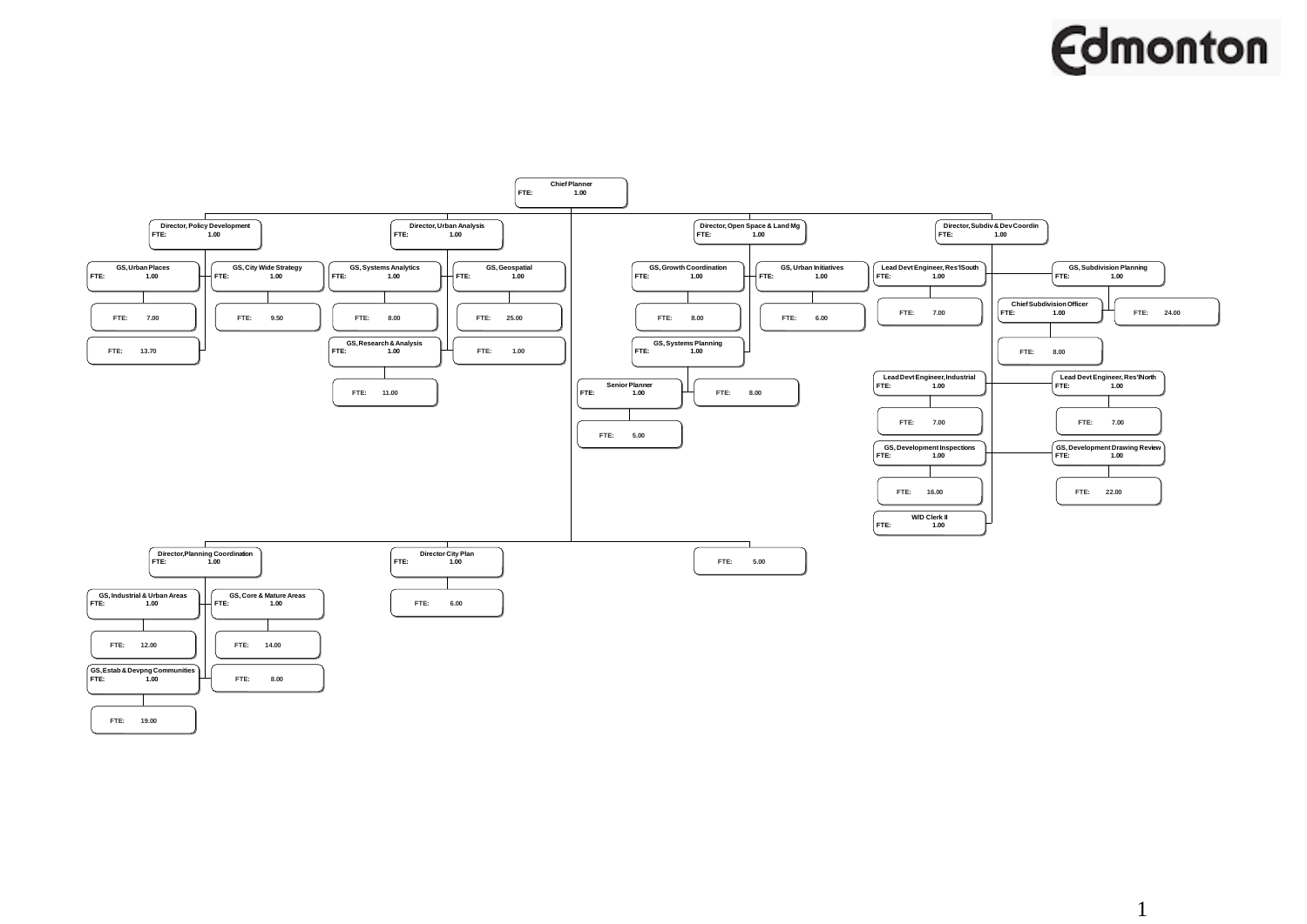Edmonton

- **Chief Planner** — FTE: 1.00
  - **Director, Policy Development** — FTE: 1.00
    - GS, Urban Places — FTE: 1.00
      - FTE: 7.00
    - FTE: 13.70
    - GS, City Wide Strategy — FTE: 1.00
      - FTE: 9.50
  - **Director, Urban Analysis** — FTE: 1.00
    - GS, Systems Analytics — FTE: 1.00
      - FTE: 8.00
    - GS, Research & Analysis — FTE: 1.00
      - FTE: 11.00
    - GS, Geospatial — FTE: 1.00
      - FTE: 25.00
    - FTE: 1.00
  - **Director, Open Space & Land Mg** — FTE: 1.00
    - GS, Growth Coordination — FTE: 1.00
      - FTE: 8.00
    - GS, Systems Planning — FTE: 1.00
      - Senior Planner — FTE: 1.00
        - FTE: 5.00
      - FTE: 8.00
    - GS, Urban Initiatives — FTE: 1.00
      - FTE: 6.00
  - **Director, Subdiv & Dev Coordin** — FTE: 1.00
    - Lead Devt Engineer, Res'l South — FTE: 1.00
      - FTE: 7.00
    - GS, Subdivision Planning — FTE: 1.00
      - Chief Subdivision Officer — FTE: 1.00
        - FTE: 8.00
      - FTE: 24.00
    - Lead Devt Engineer, Industrial — FTE: 1.00
      - FTE: 7.00
    - Lead Devt Engineer, Res'l North — FTE: 1.00
      - FTE: 7.00
    - GS, Development Inspections — FTE: 1.00
      - FTE: 16.00
    - GS, Development Drawing Review — FTE: 1.00
      - FTE: 22.00
    - W/D Clerk II — FTE: 1.00
  - **Director, Planning Coordination** — FTE: 1.00
    - GS, Industrial & Urban Areas — FTE: 1.00
      - FTE: 12.00
    - GS, Estab & Devpng Communities — FTE: 1.00
      - FTE: 19.00
    - GS, Core & Mature Areas — FTE: 1.00
      - FTE: 14.00
    - FTE: 8.00
  - **Director City Plan** — FTE: 1.00
    - FTE: 6.00
  - FTE: 5.00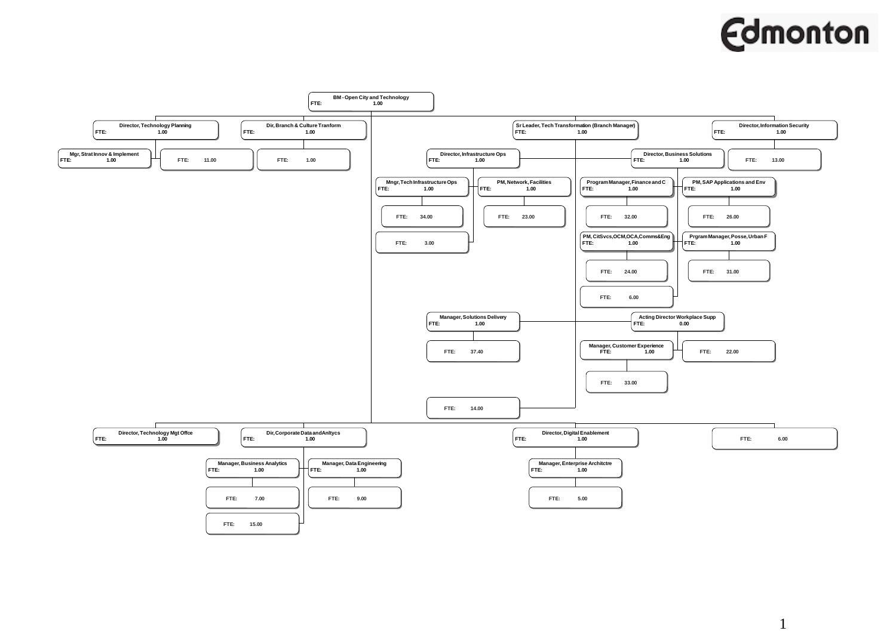Edmonton

- **BM - Open City and Technology** — FTE: 1.00
  - **Director, Technology Planning** — FTE: 1.00
    - **Mgr, Strat Innov & Implement** — FTE: 1.00
    - FTE: 11.00
  - **Dir, Branch & Culture Tranform** — FTE: 1.00
    - FTE: 1.00
  - **Sr Leader, Tech Transformation (Branch Manager)** — FTE: 1.00
    - **Director, Infrastructure Ops** — FTE: 1.00
      - **Mngr, Tech Infrastructure Ops** — FTE: 1.00
        - FTE: 34.00
      - **PM, Network, Facilities** — FTE: 1.00
        - FTE: 23.00
      - FTE: 3.00
    - **Director, Business Solutions** — FTE: 1.00
      - **Program Manager, Finance and C** — FTE: 1.00
        - FTE: 32.00
      - **PM, SAP Applications and Env** — FTE: 1.00
        - FTE: 26.00
      - **PM, CitSvcs, OCM, OCA, Comms&Eng** — FTE: 1.00
        - FTE: 24.00
      - **Prgram Manager, Posse, Urban F** — FTE: 1.00
        - FTE: 31.00
      - FTE: 6.00
    - **Manager, Solutions Delivery** — FTE: 1.00
      - FTE: 37.40
    - **Acting Director Workplace Supp** — FTE: 0.00
      - **Manager, Customer Experience** — FTE: 1.00
        - FTE: 33.00
      - FTE: 22.00
    - FTE: 14.00
  - **Director, Information Security** — FTE: 1.00
    - FTE: 13.00
  - **Director, Technology Mgt Offce** — FTE: 1.00
  - **Dir, Corporate Data and Anltycs** — FTE: 1.00
    - **Manager, Business Analytics** — FTE: 1.00
      - FTE: 7.00
    - **Manager, Data Engineering** — FTE: 1.00
      - FTE: 9.00
    - FTE: 15.00
  - **Director, Digital Enablement** — FTE: 1.00
    - **Manager, Enterprise Architctre** — FTE: 1.00
      - FTE: 5.00
  - FTE: 6.00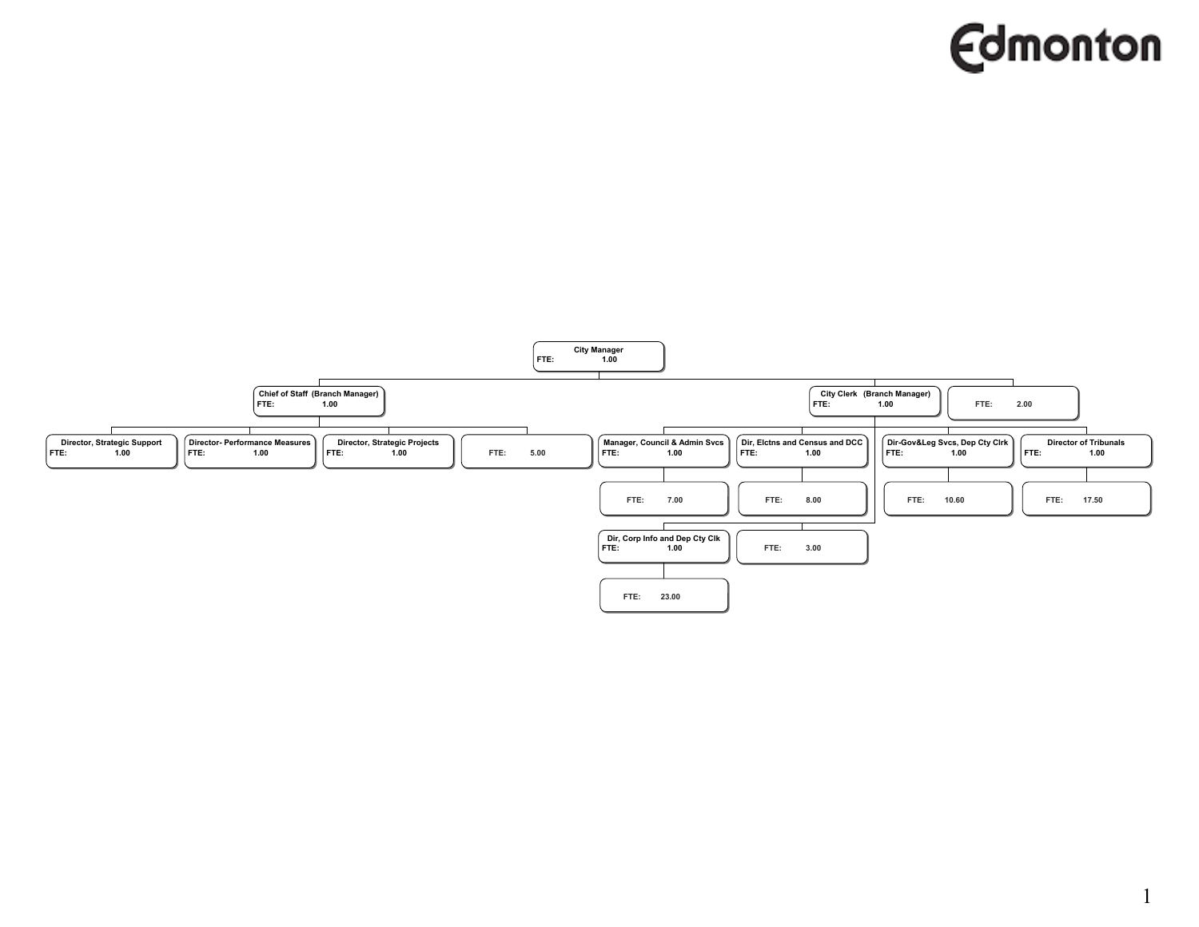Edmonton

- **City Manager** — FTE: 1.00
  - **Chief of Staff (Branch Manager)** — FTE: 1.00
    - **Director, Strategic Support** — FTE: 1.00
    - **Director- Performance Measures** — FTE: 1.00
    - **Director, Strategic Projects** — FTE: 1.00
    - FTE: 5.00
  - **City Clerk (Branch Manager)** — FTE: 1.00
    - **Manager, Council & Admin Svcs** — FTE: 1.00
      - FTE: 7.00
    - **Dir, Elctns and Census and DCC** — FTE: 1.00
      - FTE: 8.00
    - **Dir, Corp Info and Dep Cty Clk** — FTE: 1.00
      - FTE: 23.00
    - FTE: 3.00
    - **Dir-Gov&Leg Svcs, Dep Cty Clrk** — FTE: 1.00
      - FTE: 10.60
    - **Director of Tribunals** — FTE: 1.00
      - FTE: 17.50
  - FTE: 2.00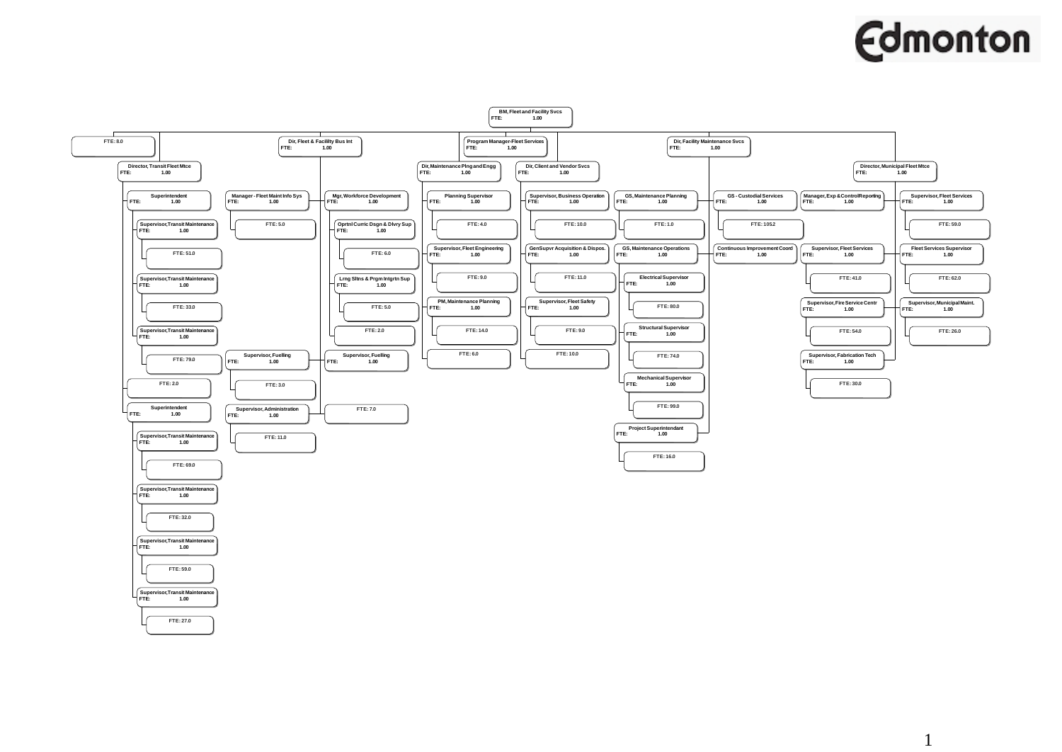- **BM, Fleet and Facility Svcs** FTE: 1.00
  - FTE: 8.0
  - **Director, Transit Fleet Mtce** FTE: 1.00
    - Superintendent FTE: 1.00
      - Supervisor,Transit Maintenance FTE: 1.00
        - FTE: 51.0
      - Supervisor,Transit Maintenance FTE: 1.00
        - FTE: 33.0
      - Supervisor,Transit Maintenance FTE: 1.00
        - FTE: 79.0
    - FTE: 2.0
    - Superintendent FTE: 1.00
      - Supervisor,Transit Maintenance FTE: 1.00
        - FTE: 69.0
      - Supervisor,Transit Maintenance FTE: 1.00
        - FTE: 32.0
      - Supervisor,Transit Maintenance FTE: 1.00
        - FTE: 59.0
      - Supervisor,Transit Maintenance FTE: 1.00
        - FTE: 27.0
  - **Dir, Fleet & Facility Bus Int** FTE: 1.00
    - Manager - Fleet Maint Info Sys FTE: 1.00
      - FTE: 5.0
    - Mgr, Workforce Development FTE: 1.00
      - Oprtnl Curric Dsgn & Dlvry Sup FTE: 1.00
        - FTE: 6.0
      - Lrng Sltns & Prgm Intgrtn Sup FTE: 1.00
        - FTE: 5.0
      - FTE: 2.0
    - Supervisor, Fuelling FTE: 1.00
      - Supervisor, Fuelling FTE: 1.00
        - FTE: 3.0
    - Supervisor, Administration FTE: 1.00
      - FTE: 11.0
    - FTE: 7.0
  - **Program Manager-Fleet Services** FTE: 1.00
  - **Dir, Maintenance Plng and Engg** FTE: 1.00
    - Planning Supervisor FTE: 1.00
      - FTE: 4.0
    - Supervisor, Fleet Engineering FTE: 1.00
      - FTE: 9.0
    - PM, Maintenance Planning FTE: 1.00
      - FTE: 14.0
    - FTE: 6.0
  - **Dir, Client and Vendor Svcs** FTE: 1.00
    - Supervisor, Business Operation FTE: 1.00
      - FTE: 10.0
    - GenSupvr Acquisition & Dispos. FTE: 1.00
      - FTE: 11.0
    - Supervisor, Fleet Safety FTE: 1.00
      - FTE: 9.0
    - FTE: 10.0
  - **Dir, Facility Maintenance Svcs** FTE: 1.00
    - GS, Maintenance Planning FTE: 1.00
      - FTE: 1.0
    - GS, Maintenance Operations FTE: 1.00
      - Electrical Supervisor FTE: 1.00
        - FTE: 80.0
      - Structural Supervisor FTE: 1.00
        - FTE: 74.0
      - Mechanical Supervisor FTE: 1.00
        - FTE: 99.0
    - Project Superintendant FTE: 1.00
      - FTE: 16.0
    - GS - Custodial Services FTE: 1.00
      - FTE: 105.2
    - Continuous Improvement Coord FTE: 1.00
  - **Director, Municipal Fleet Mtce** FTE: 1.00
    - Manager, Exp & Control/Reporting FTE: 1.00
      - Supervisor, Fleet Services FTE: 1.00
        - FTE: 41.0
      - Supervisor, Fire Service Centr FTE: 1.00
        - FTE: 54.0
      - Supervisor, Fabrication Tech FTE: 1.00
        - FTE: 30.0
    - Supervisor, Fleet Services FTE: 1.00
      - FTE: 59.0
    - Fleet Services Supervisor FTE: 1.00
      - FTE: 62.0
    - Supervisor, Municipal Maint. FTE: 1.00
      - FTE: 26.0